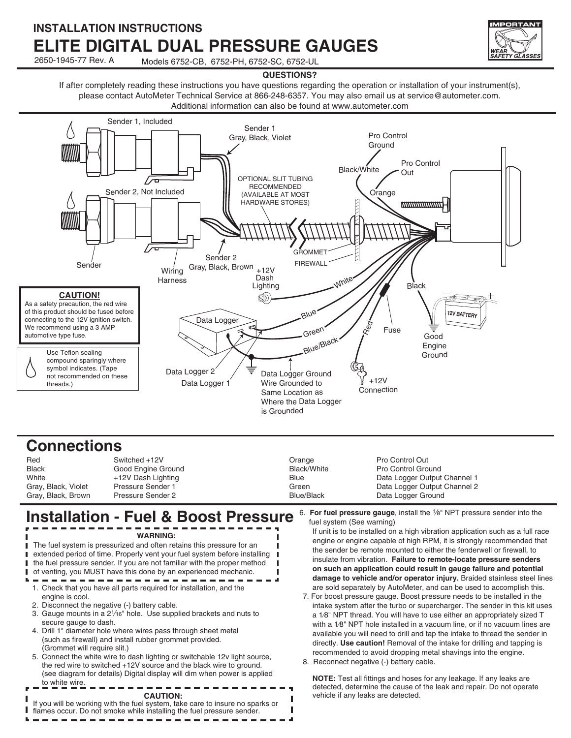INSTALLATION INSTRUCTIONS

# ELITE DIGITAL DUAL PRESSURE GAUGES

2650-1945-77 Rev. A Models 6752-CB, 6752-PH, 6752-SC, 6752-UL

IMPORTANT — WEAR SAFETY GLASSES

**QUESTIONS?**

If after completely reading these instructions you have questions regarding the operation or installation of your instrument(s), please contact AutoMeter Technical Service at 866-248-6357. You may also email us at service@autometer.com. Additional information can also be found at www.autometer.com

Sender 1, Included

Sender 1 Gray, Black, Violet

Pro Control Ground

Black/White

Pro Control Out

Orange

Sender 2, Not Included

OPTIONAL SLIT TUBING RECOMMENDED (AVAILABLE AT MOST HARDWARE STORES)

GROMMET

FIREWALL

Sender

Wiring Harness

Sender 2 Gray, Black, Brown

+12V Dash Lighting

White

Black

12V BATTERY

Blue

Green

Blue/Black

Red

Fuse

Good Engine Ground

Data Logger

Data Logger 2

Data Logger 1

Data Logger Ground Wire Grounded to Same Location as Where the Data Logger is Grounded

+12V Connection

**CAUTION!**

As a safety precaution, the red wire of this product should be fused before connecting to the 12V ignition switch. We recommend using a 3 AMP automotive type fuse.

Use Teflon sealing compound sparingly where symbol indicates. (Tape not recommended on these threads.)

## Connections

| | | | |
|---|---|---|---|
| Red | Switched +12V | Orange | Pro Control Out |
| Black | Good Engine Ground | Black/White | Pro Control Ground |
| White | +12V Dash Lighting | Blue | Data Logger Output Channel 1 |
| Gray, Black, Violet | Pressure Sender 1 | Green | Data Logger Output Channel 2 |
| Gray, Black, Brown | Pressure Sender 2 | Blue/Black | Data Logger Ground |

## Installation - Fuel & Boost Pressure

**WARNING:**

The fuel system is pressurized and often retains this pressure for an extended period of time. Properly vent your fuel system before installing the fuel pressure sender. If you are not familiar with the proper method of venting, you MUST have this done by an experienced mechanic.

1. Check that you have all parts required for installation, and the engine is cool.
2. Disconnect the negative (-) battery cable.
3. Gauge mounts in a 2¹⁄₁₆" hole. Use supplied brackets and nuts to secure gauge to dash.
4. Drill 1" diameter hole where wires pass through sheet metal (such as firewall) and install rubber grommet provided. (Grommet will require slit.)
5. Connect the white wire to dash lighting or switchable 12v light source, the red wire to switched +12V source and the black wire to ground. (see diagram for details) Digital display will dim when power is applied to white wire.

**CAUTION:**

If you will be working with the fuel system, take care to insure no sparks or flames occur. Do not smoke while installing the fuel pressure sender.

6. **For fuel pressure gauge**, install the ⅛" NPT pressure sender into the fuel system (See warning)

   If unit is to be installed on a high vibration application such as a full race engine or engine capable of high RPM, it is strongly recommended that the sender be remote mounted to either the fenderwell or firewall, to insulate from vibration. **Failure to remote-locate pressure senders on such an application could result in gauge failure and potential damage to vehicle and/or operator injury.** Braided stainless steel lines are sold separately by AutoMeter, and can be used to accomplish this.
7. For boost pressure gauge. Boost pressure needs to be installed in the intake system after the turbo or supercharger. The sender in this kit uses a 1⁄8" NPT thread. You will have to use either an appropriately sized T with a 1⁄8" NPT hole installed in a vacuum line, or if no vacuum lines are available you will need to drill and tap the intake to thread the sender in directly. **Use caution!** Removal of the intake for drilling and tapping is recommended to avoid dropping metal shavings into the engine.
8. Reconnect negative (-) battery cable.

**NOTE:** Test all fittings and hoses for any leakage. If any leaks are detected, determine the cause of the leak and repair. Do not operate vehicle if any leaks are detected.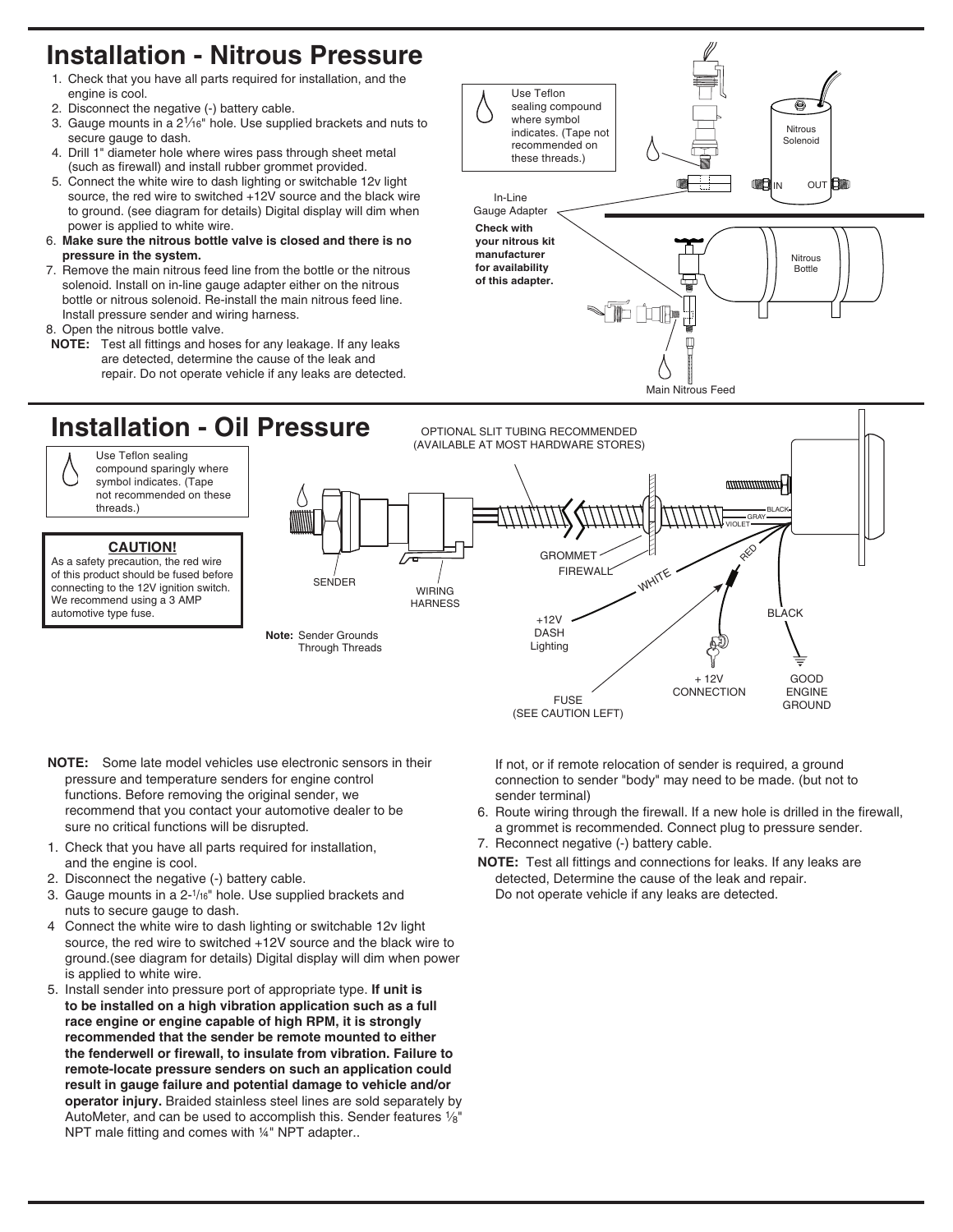## Installation - Nitrous Pressure

1. Check that you have all parts required for installation, and the engine is cool.
2. Disconnect the negative (-) battery cable.
3. Gauge mounts in a 2$\frac{1}{16}$" hole. Use supplied brackets and nuts to secure gauge to dash.
4. Drill 1" diameter hole where wires pass through sheet metal (such as firewall) and install rubber grommet provided.
5. Connect the white wire to dash lighting or switchable 12v light source, the red wire to switched +12V source and the black wire to ground. (see diagram for details) Digital display will dim when power is applied to white wire.
6. **Make sure the nitrous bottle valve is closed and there is no pressure in the system.**
7. Remove the main nitrous feed line from the bottle or the nitrous solenoid. Install on in-line gauge adapter either on the nitrous bottle or nitrous solenoid. Re-install the main nitrous feed line. Install pressure sender and wiring harness.
8. Open the nitrous bottle valve.

**NOTE:** Test all fittings and hoses for any leakage. If any leaks are detected, determine the cause of the leak and repair. Do not operate vehicle if any leaks are detected.

Use Teflon sealing compound where symbol indicates. (Tape not recommended on these threads.)

Nitrous Solenoid

IN OUT

In-Line Gauge Adapter

**Check with your nitrous kit manufacturer for availability of this adapter.**

Nitrous Bottle

Main Nitrous Feed

## Installation - Oil Pressure

Use Teflon sealing compound sparingly where symbol indicates. (Tape not recommended on these threads.)

**CAUTION!**
As a safety precaution, the red wire of this product should be fused before connecting to the 12V ignition switch. We recommend using a 3 AMP automotive type fuse.

OPTIONAL SLIT TUBING RECOMMENDED (AVAILABLE AT MOST HARDWARE STORES)

SENDER

WIRING HARNESS

GROMMET

FIREWALL

BLACK

GRAY

VIOLET

RED

WHITE

BLACK

+12V DASH Lighting

+ 12V CONNECTION

GOOD ENGINE GROUND

FUSE (SEE CAUTION LEFT)

**Note:** Sender Grounds Through Threads

**NOTE:** Some late model vehicles use electronic sensors in their pressure and temperature senders for engine control functions. Before removing the original sender, we recommend that you contact your automotive dealer to be sure no critical functions will be disrupted.

1. Check that you have all parts required for installation, and the engine is cool.
2. Disconnect the negative (-) battery cable.
3. Gauge mounts in a 2-1/16" hole. Use supplied brackets and nuts to secure gauge to dash.
4. Connect the white wire to dash lighting or switchable 12v light source, the red wire to switched +12V source and the black wire to ground.(see diagram for details) Digital display will dim when power is applied to white wire.
5. Install sender into pressure port of appropriate type. **If unit is to be installed on a high vibration application such as a full race engine or engine capable of high RPM, it is strongly recommended that the sender be remote mounted to either the fenderwell or firewall, to insulate from vibration. Failure to remote-locate pressure senders on such an application could result in gauge failure and potential damage to vehicle and/or operator injury.** Braided stainless steel lines are sold separately by AutoMeter, and can be used to accomplish this. Sender features $\frac{1}{8}$" NPT male fitting and comes with ¼" NPT adapter..
   If not, or if remote relocation of sender is required, a ground connection to sender "body" may need to be made. (but not to sender terminal)
6. Route wiring through the firewall. If a new hole is drilled in the firewall, a grommet is recommended. Connect plug to pressure sender.
7. Reconnect negative (-) battery cable.

**NOTE:** Test all fittings and connections for leaks. If any leaks are detected, Determine the cause of the leak and repair. Do not operate vehicle if any leaks are detected.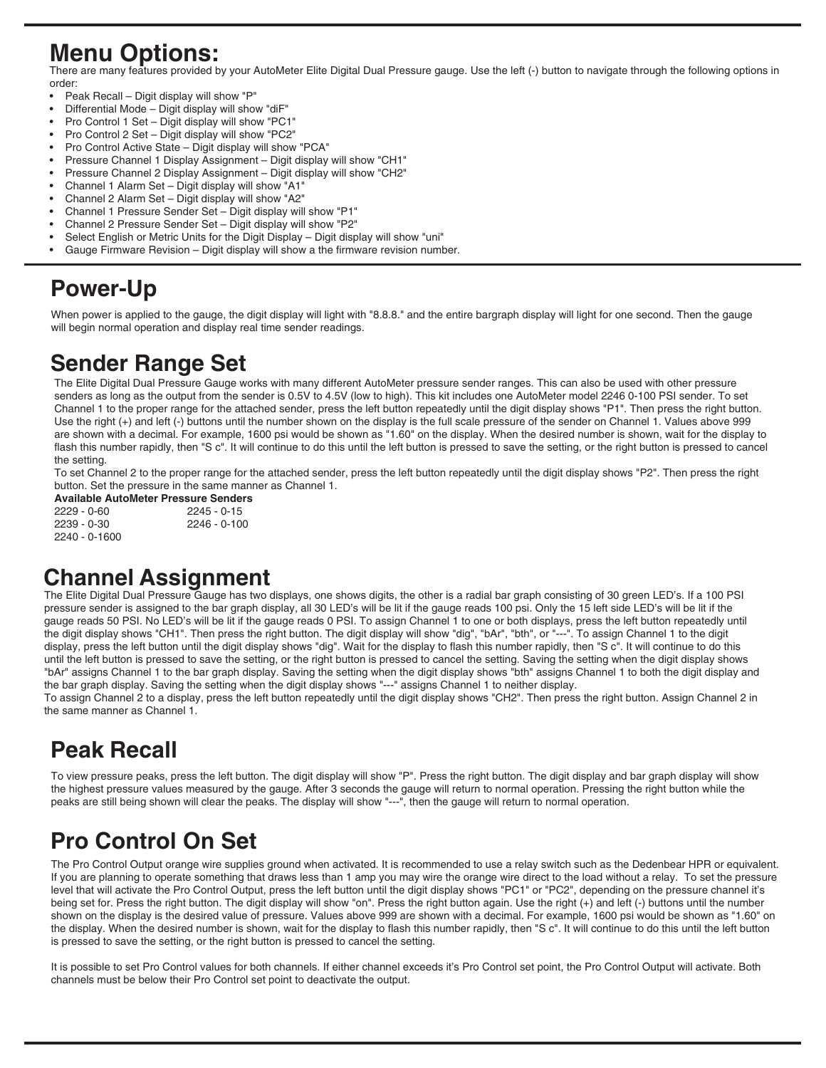# Menu Options:

There are many features provided by your AutoMeter Elite Digital Dual Pressure gauge. Use the left (-) button to navigate through the following options in order:

- Peak Recall – Digit display will show "P"
- Differential Mode – Digit display will show "diF"
- Pro Control 1 Set – Digit display will show "PC1"
- Pro Control 2 Set – Digit display will show "PC2"
- Pro Control Active State – Digit display will show "PCA"
- Pressure Channel 1 Display Assignment – Digit display will show "CH1"
- Pressure Channel 2 Display Assignment – Digit display will show "CH2"
- Channel 1 Alarm Set – Digit display will show "A1"
- Channel 2 Alarm Set – Digit display will show "A2"
- Channel 1 Pressure Sender Set – Digit display will show "P1"
- Channel 2 Pressure Sender Set – Digit display will show "P2"
- Select English or Metric Units for the Digit Display – Digit display will show "uni"
- Gauge Firmware Revision – Digit display will show a the firmware revision number.

# Power-Up

When power is applied to the gauge, the digit display will light with "8.8.8." and the entire bargraph display will light for one second. Then the gauge will begin normal operation and display real time sender readings.

# Sender Range Set

The Elite Digital Dual Pressure Gauge works with many different AutoMeter pressure sender ranges. This can also be used with other pressure senders as long as the output from the sender is 0.5V to 4.5V (low to high). This kit includes one AutoMeter model 2246 0-100 PSI sender. To set Channel 1 to the proper range for the attached sender, press the left button repeatedly until the digit display shows "P1". Then press the right button. Use the right (+) and left (-) buttons until the number shown on the display is the full scale pressure of the sender on Channel 1. Values above 999 are shown with a decimal. For example, 1600 psi would be shown as "1.60" on the display. When the desired number is shown, wait for the display to flash this number rapidly, then "S c". It will continue to do this until the left button is pressed to save the setting, or the right button is pressed to cancel the setting.

To set Channel 2 to the proper range for the attached sender, press the left button repeatedly until the digit display shows "P2". Then press the right button. Set the pressure in the same manner as Channel 1.

**Available AutoMeter Pressure Senders**

| | |
|---|---|
| 2229 - 0-60 | 2245 - 0-15 |
| 2239 - 0-30 | 2246 - 0-100 |
| 2240 - 0-1600 | |

# Channel Assignment

The Elite Digital Dual Pressure Gauge has two displays, one shows digits, the other is a radial bar graph consisting of 30 green LED's. If a 100 PSI pressure sender is assigned to the bar graph display, all 30 LED's will be lit if the gauge reads 100 psi. Only the 15 left side LED's will be lit if the gauge reads 50 PSI. No LED's will be lit if the gauge reads 0 PSI. To assign Channel 1 to one or both displays, press the left button repeatedly until the digit display shows "CH1". Then press the right button. The digit display will show "dig", "bAr", "bth", or "---". To assign Channel 1 to the digit display, press the left button until the digit display shows "dig". Wait for the display to flash this number rapidly, then "S c". It will continue to do this until the left button is pressed to save the setting, or the right button is pressed to cancel the setting. Saving the setting when the digit display shows "bAr" assigns Channel 1 to the bar graph display. Saving the setting when the digit display shows "bth" assigns Channel 1 to both the digit display and the bar graph display. Saving the setting when the digit display shows "---" assigns Channel 1 to neither display.

To assign Channel 2 to a display, press the left button repeatedly until the digit display shows "CH2". Then press the right button. Assign Channel 2 in the same manner as Channel 1.

# Peak Recall

To view pressure peaks, press the left button. The digit display will show "P". Press the right button. The digit display and bar graph display will show the highest pressure values measured by the gauge. After 3 seconds the gauge will return to normal operation. Pressing the right button while the peaks are still being shown will clear the peaks. The display will show "---", then the gauge will return to normal operation.

# Pro Control On Set

The Pro Control Output orange wire supplies ground when activated. It is recommended to use a relay switch such as the Dedenbear HPR or equivalent. If you are planning to operate something that draws less than 1 amp you may wire the orange wire direct to the load without a relay. To set the pressure level that will activate the Pro Control Output, press the left button until the digit display shows "PC1" or "PC2", depending on the pressure channel it's being set for. Press the right button. The digit display will show "on". Press the right button again. Use the right (+) and left (-) buttons until the number shown on the display is the desired value of pressure. Values above 999 are shown with a decimal. For example, 1600 psi would be shown as "1.60" on the display. When the desired number is shown, wait for the display to flash this number rapidly, then "S c". It will continue to do this until the left button is pressed to save the setting, or the right button is pressed to cancel the setting.

It is possible to set Pro Control values for both channels. If either channel exceeds it's Pro Control set point, the Pro Control Output will activate. Both channels must be below their Pro Control set point to deactivate the output.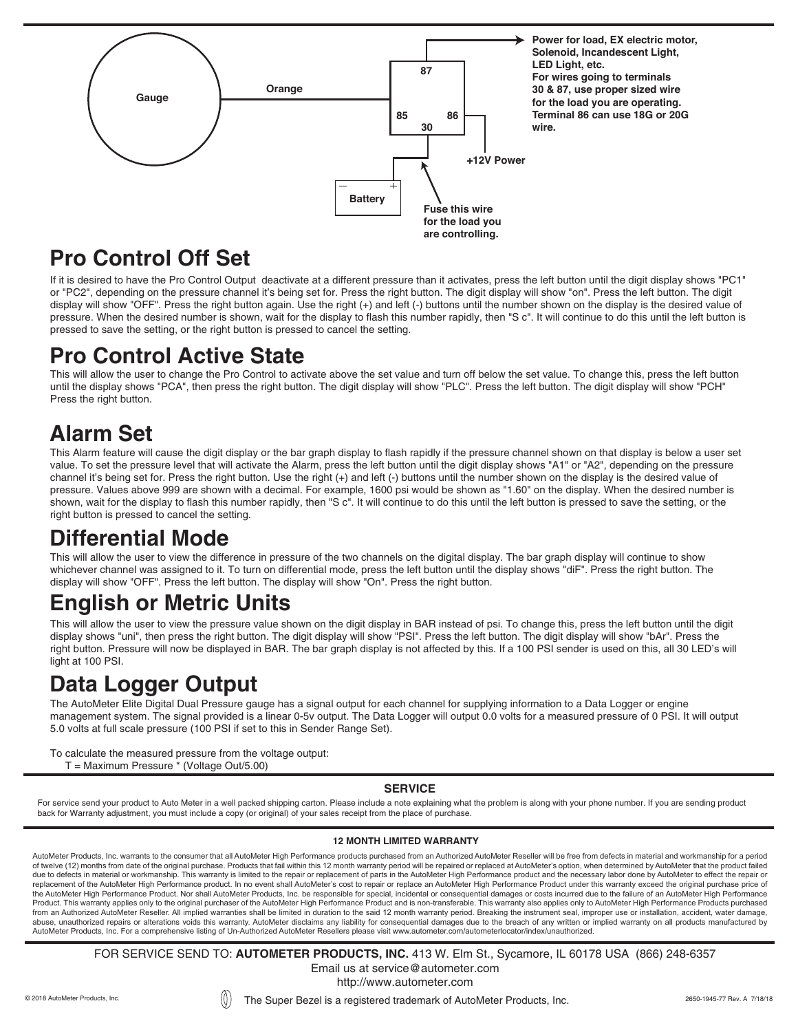Gauge

Orange

87

85

86

30

Power for load, EX electric motor, Solenoid, Incandescent Light, LED Light, etc.
For wires going to terminals 30 & 87, use proper sized wire for the load you are operating. Terminal 86 can use 18G or 20G wire.

+12V Power

Battery

Fuse this wire for the load you are controlling.

# Pro Control Off Set

If it is desired to have the Pro Control Output deactivate at a different pressure than it activates, press the left button until the digit display shows "PC1" or "PC2", depending on the pressure channel it's being set for. Press the right button. The digit display will show "on". Press the left button. The digit display will show "OFF". Press the right button again. Use the right (+) and left (-) buttons until the number shown on the display is the desired value of pressure. When the desired number is shown, wait for the display to flash this number rapidly, then "S c". It will continue to do this until the left button is pressed to save the setting, or the right button is pressed to cancel the setting.

# Pro Control Active State

This will allow the user to change the Pro Control to activate above the set value and turn off below the set value. To change this, press the left button until the display shows "PCA", then press the right button. The digit display will show "PLC". Press the left button. The digit display will show "PCH" Press the right button.

# Alarm Set

This Alarm feature will cause the digit display or the bar graph display to flash rapidly if the pressure channel shown on that display is below a user set value. To set the pressure level that will activate the Alarm, press the left button until the digit display shows "A1" or "A2", depending on the pressure channel it's being set for. Press the right button. Use the right (+) and left (-) buttons until the number shown on the display is the desired value of pressure. Values above 999 are shown with a decimal. For example, 1600 psi would be shown as "1.60" on the display. When the desired number is shown, wait for the display to flash this number rapidly, then "S c". It will continue to do this until the left button is pressed to save the setting, or the right button is pressed to cancel the setting.

# Differential Mode

This will allow the user to view the difference in pressure of the two channels on the digital display. The bar graph display will continue to show whichever channel was assigned to it. To turn on differential mode, press the left button until the display shows "diF". Press the right button. The display will show "OFF". Press the left button. The display will show "On". Press the right button.

# English or Metric Units

This will allow the user to view the pressure value shown on the digit display in BAR instead of psi. To change this, press the left button until the digit display shows "uni", then press the right button. The digit display will show "PSI". Press the left button. The digit display will show "bAr". Press the right button. Pressure will now be displayed in BAR. The bar graph display is not affected by this. If a 100 PSI sender is used on this, all 30 LED's will light at 100 PSI.

# Data Logger Output

The AutoMeter Elite Digital Dual Pressure gauge has a signal output for each channel for supplying information to a Data Logger or engine management system. The signal provided is a linear 0-5v output. The Data Logger will output 0.0 volts for a measured pressure of 0 PSI. It will output 5.0 volts at full scale pressure (100 PSI if set to this in Sender Range Set).

To calculate the measured pressure from the voltage output:

T = Maximum Pressure * (Voltage Out/5.00)

## SERVICE

For service send your product to Auto Meter in a well packed shipping carton. Please include a note explaining what the problem is along with your phone number. If you are sending product back for Warranty adjustment, you must include a copy (or original) of your sales receipt from the place of purchase.

## 12 MONTH LIMITED WARRANTY

AutoMeter Products, Inc. warrants to the consumer that all AutoMeter High Performance products purchased from an Authorized AutoMeter Reseller will be free from defects in material and workmanship for a period of twelve (12) months from date of the original purchase. Products that fail within this 12 month warranty period will be repaired or replaced at AutoMeter's option, when determined by AutoMeter that the product failed due to defects in material or workmanship. This warranty is limited to the repair or replacement of parts in the AutoMeter High Performance product and the necessary labor done by AutoMeter to effect the repair or replacement of the AutoMeter High Performance product. In no event shall AutoMeter's cost to repair or replace an AutoMeter High Performance Product under this warranty exceed the original purchase price of the AutoMeter High Performance Product. Nor shall AutoMeter Products, Inc. be responsible for special, incidental or consequential damages or costs incurred due to the failure of an AutoMeter High Performance Product. This warranty applies only to the original purchaser of the AutoMeter High Performance Product and is non-transferable. This warranty also applies only to AutoMeter High Performance Products purchased from an Authorized AutoMeter Reseller. All implied warranties shall be limited in duration to the said 12 month warranty period. Breaking the instrument seal, improper use or installation, accident, water damage, abuse, unauthorized repairs or alterations voids this warranty. AutoMeter disclaims any liability for consequential damages due to the breach of any written or implied warranty on all products manufactured by AutoMeter Products, Inc. For a comprehensive listing of Un-Authorized AutoMeter Resellers please visit www.autometer.com/autometerlocator/index/unauthorized.

FOR SERVICE SEND TO: **AUTOMETER PRODUCTS, INC.** 413 W. Elm St., Sycamore, IL 60178 USA (866) 248-6357

Email us at service@autometer.com

http://www.autometer.com

© 2018 AutoMeter Products, Inc.

The Super Bezel is a registered trademark of AutoMeter Products, Inc.

2650-1945-77 Rev. A 7/18/18